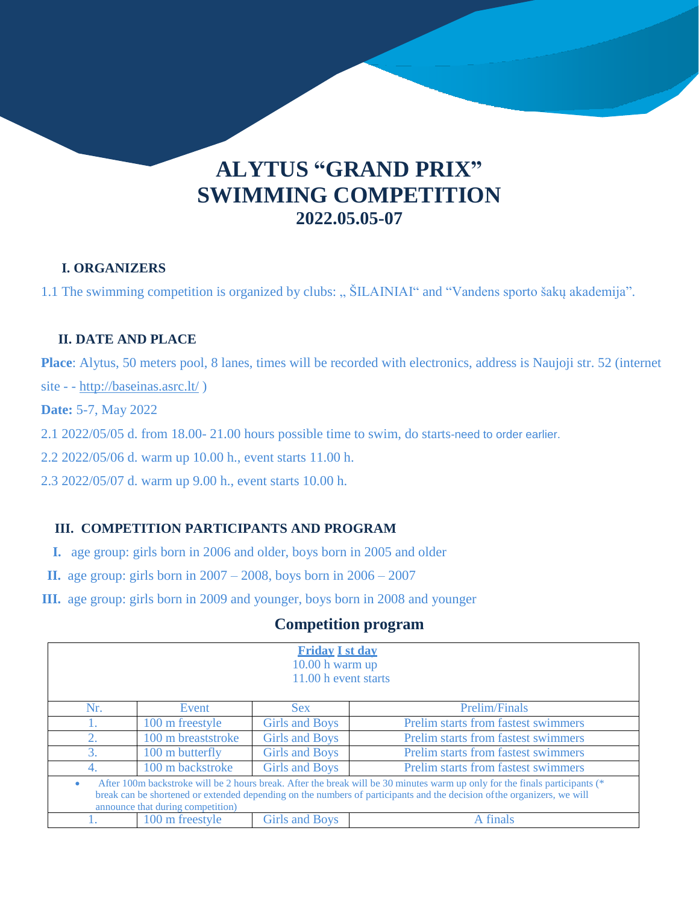# ALYTUS "GRAND PRIX" SWIMMING COMPETITION

## 2022.05.05-07

### I. ORGANIZERS

1.1 The swimming competition is organized by clubs: „ ŠILAINIAI“ and "Vandens sporto šakų akademija".

### II. DATE AND PLACE

**Place**: Alytus, 50 meters pool, 8 lanes, times will be recorded with electronics, address is Naujoji str. 52 (internet site - - http://baseinas.asrc.lt/ )

**Date:** 5-7, May 2022

2.1 2022/05/05 d. from 18.00- 21.00 hours possible time to swim, do starts-need to order earlier.

2.2 2022/05/06 d. warm up 10.00 h., event starts 11.00 h.

2.3 2022/05/07 d. warm up 9.00 h., event starts 10.00 h.

### III. COMPETITION PARTICIPANTS AND PROGRAM

**I.** age group: girls born in 2006 and older, boys born in 2005 and older

**II.** age group: girls born in 2007 – 2008, boys born in 2006 – 2007

**III.** age group: girls born in 2009 and younger, boys born in 2008 and younger

## Competition program

| **Friday I st day**<br>10.00 h warm up<br>11.00 h event starts | | | |
|---|---|---|---|
| Nr. | Event | Sex | Prelim/Finals |
| 1. | 100 m freestyle | Girls and Boys | Prelim starts from fastest swimmers |
| 2. | 100 m breaststroke | Girls and Boys | Prelim starts from fastest swimmers |
| 3. | 100 m butterfly | Girls and Boys | Prelim starts from fastest swimmers |
| 4. | 100 m backstroke | Girls and Boys | Prelim starts from fastest swimmers |
| • After 100m backstroke will be 2 hours break. After the break will be 30 minutes warm up only for the finals participants (* break can be shortened or extended depending on the numbers of participants and the decision ofthe organizers, we will announce that during competition) | | | |
| 1. | 100 m freestyle | Girls and Boys | A finals |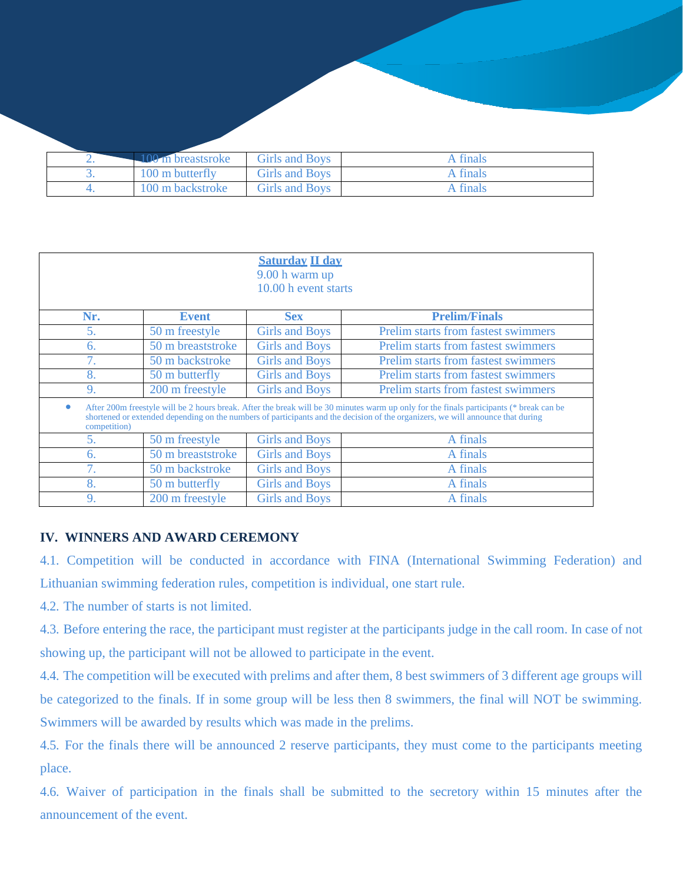| | | | |
|---|---|---|---|
| 2. | 100 m breastsroke | Girls and Boys | A finals |
| 3. | 100 m butterfly | Girls and Boys | A finals |
| 4. | 100 m backstroke | Girls and Boys | A finals |

| **Saturday II day**<br>9.00 h warm up<br>10.00 h event starts | | | |
|---|---|---|---|
| **Nr.** | **Event** | **Sex** | **Prelim/Finals** |
| 5. | 50 m freestyle | Girls and Boys | Prelim starts from fastest swimmers |
| 6. | 50 m breaststroke | Girls and Boys | Prelim starts from fastest swimmers |
| 7. | 50 m backstroke | Girls and Boys | Prelim starts from fastest swimmers |
| 8. | 50 m butterfly | Girls and Boys | Prelim starts from fastest swimmers |
| 9. | 200 m freestyle | Girls and Boys | Prelim starts from fastest swimmers |
| • After 200m freestyle will be 2 hours break. After the break will be 30 minutes warm up only for the finals participants (* break can be shortened or extended depending on the numbers of participants and the decision of the organizers, we will announce that during competition) | | | |
| 5. | 50 m freestyle | Girls and Boys | A finals |
| 6. | 50 m breaststroke | Girls and Boys | A finals |
| 7. | 50 m backstroke | Girls and Boys | A finals |
| 8. | 50 m butterfly | Girls and Boys | A finals |
| 9. | 200 m freestyle | Girls and Boys | A finals |

## IV. WINNERS AND AWARD CEREMONY

4.1. Competition will be conducted in accordance with FINA (International Swimming Federation) and Lithuanian swimming federation rules, competition is individual, one start rule.

4.2. The number of starts is not limited.

4.3. Before entering the race, the participant must register at the participants judge in the call room. In case of not showing up, the participant will not be allowed to participate in the event.

4.4. The competition will be executed with prelims and after them, 8 best swimmers of 3 different age groups will be categorized to the finals. If in some group will be less then 8 swimmers, the final will NOT be swimming. Swimmers will be awarded by results which was made in the prelims.

4.5. For the finals there will be announced 2 reserve participants, they must come to the participants meeting place.

4.6. Waiver of participation in the finals shall be submitted to the secretory within 15 minutes after the announcement of the event.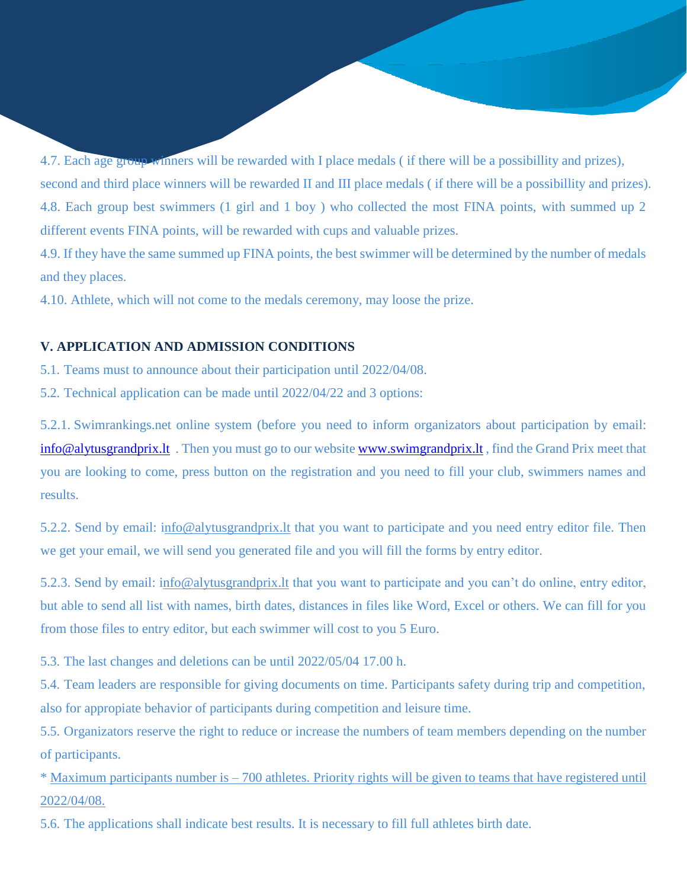4.7. Each age group winners will be rewarded with I place medals ( if there will be a possibillity and prizes), second and third place winners will be rewarded II and III place medals ( if there will be a possibillity and prizes).

4.8. Each group best swimmers (1 girl and 1 boy ) who collected the most FINA points, with summed up 2 different events FINA points, will be rewarded with cups and valuable prizes.

4.9. If they have the same summed up FINA points, the best swimmer will be determined by the number of medals and they places.

4.10. Athlete, which will not come to the medals ceremony, may loose the prize.

## V. APPLICATION AND ADMISSION CONDITIONS

5.1. Teams must to announce about their participation until 2022/04/08.

5.2. Technical application can be made until 2022/04/22 and 3 options:

5.2.1. Swimrankings.net online system (before you need to inform organizators about participation by email: info@alytusgrandprix.lt . Then you must go to our website www.swimgrandprix.lt , find the Grand Prix meet that you are looking to come, press button on the registration and you need to fill your club, swimmers names and results.

5.2.2. Send by email: info@alytusgrandprix.lt that you want to participate and you need entry editor file. Then we get your email, we will send you generated file and you will fill the forms by entry editor.

5.2.3. Send by email: info@alytusgrandprix.lt that you want to participate and you can't do online, entry editor, but able to send all list with names, birth dates, distances in files like Word, Excel or others. We can fill for you from those files to entry editor, but each swimmer will cost to you 5 Euro.

5.3. The last changes and deletions can be until 2022/05/04 17.00 h.

5.4. Team leaders are responsible for giving documents on time. Participants safety during trip and competition, also for appropiate behavior of participants during competition and leisure time.

5.5. Organizators reserve the right to reduce or increase the numbers of team members depending on the number of participants.

\* Maximum participants number is – 700 athletes. Priority rights will be given to teams that have registered until 2022/04/08.

5.6. The applications shall indicate best results. It is necessary to fill full athletes birth date.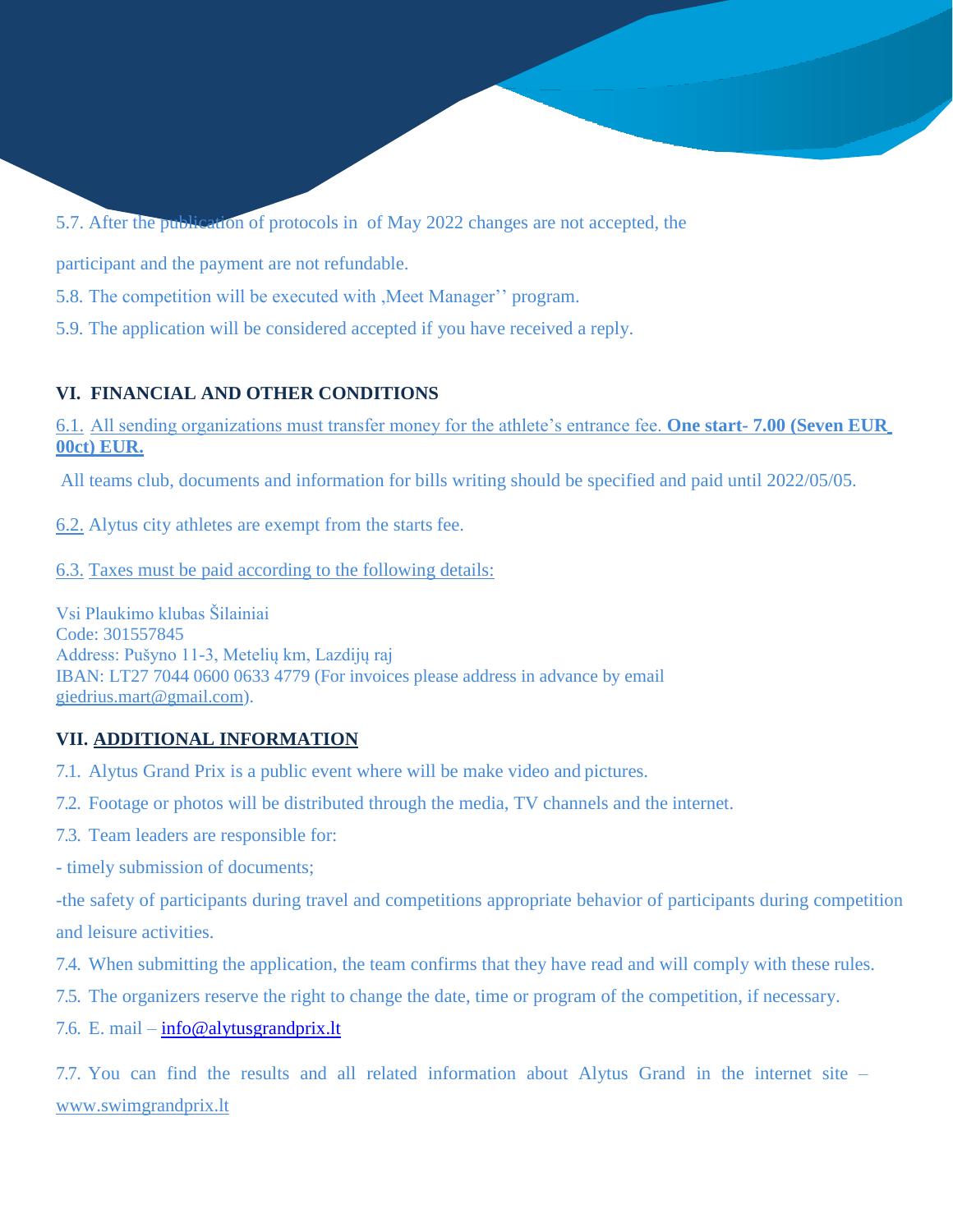5.7. After the publication of protocols in  of May 2022 changes are not accepted, the

participant and the payment are not refundable.

5.8. The competition will be executed with ‚Meet Manager'' program.

5.9. The application will be considered accepted if you have received a reply.

## VI. FINANCIAL AND OTHER CONDITIONS

6.1. All sending organizations must transfer money for the athlete's entrance fee. **One start- 7.00 (Seven EUR 00ct) EUR.**

All teams club, documents and information for bills writing should be specified and paid until 2022/05/05.

6.2. Alytus city athletes are exempt from the starts fee.

6.3. Taxes must be paid according to the following details:

Vsi Plaukimo klubas Šilainiai
Code: 301557845
Address: Pušyno 11-3, Metelių km, Lazdijų raj
IBAN: LT27 7044 0600 0633 4779 (For invoices please address in advance by email giedrius.mart@gmail.com).

## VII. ADDITIONAL INFORMATION

7.1. Alytus Grand Prix is a public event where will be make video and pictures.

7.2. Footage or photos will be distributed through the media, TV channels and the internet.

7.3. Team leaders are responsible for:

- timely submission of documents;

-the safety of participants during travel and competitions appropriate behavior of participants during competition and leisure activities.

7.4. When submitting the application, the team confirms that they have read and will comply with these rules.

7.5. The organizers reserve the right to change the date, time or program of the competition, if necessary.

7.6. E. mail – info@alytusgrandprix.lt

7.7. You can find the results and all related information about Alytus Grand in the internet site – www.swimgrandprix.lt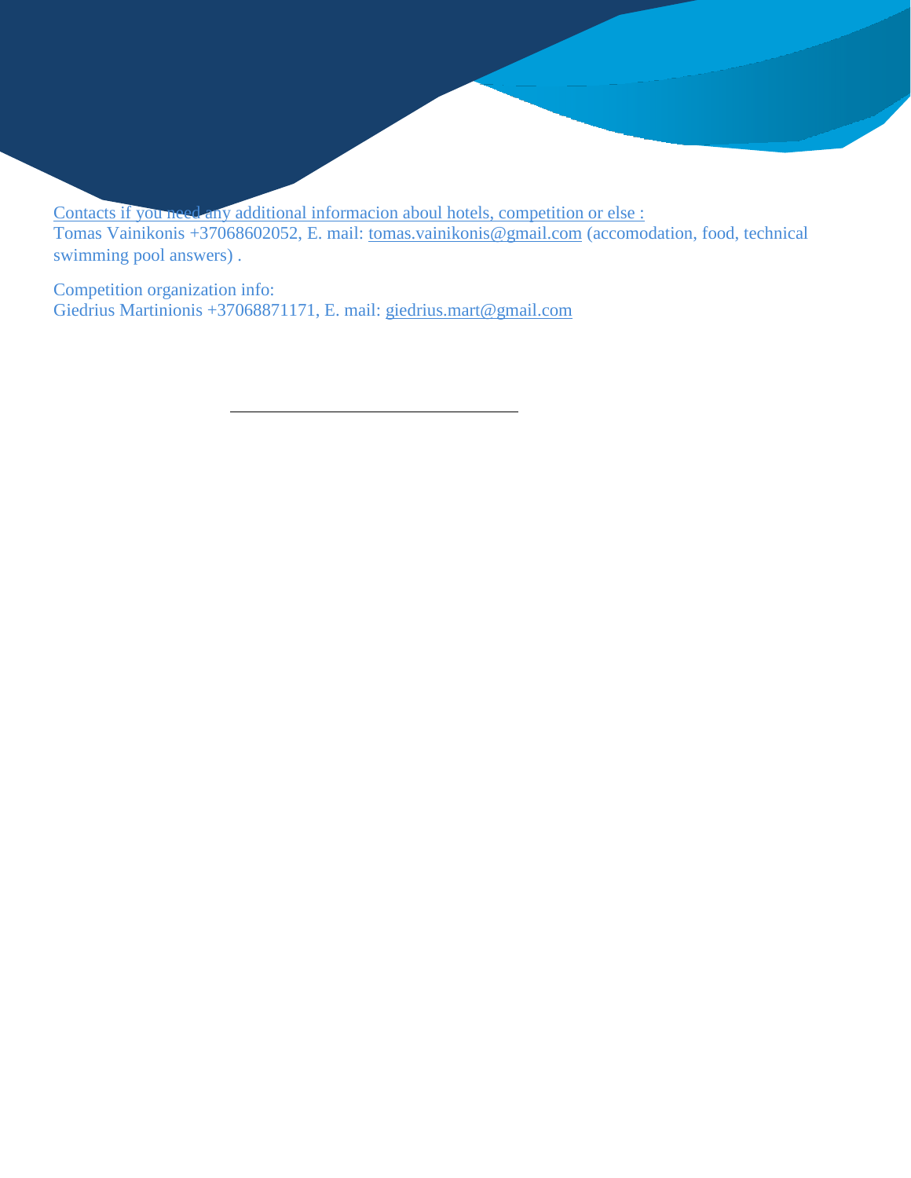Contacts if you need any additional informacion aboul hotels, competition or else :
Tomas Vainikonis +37068602052, E. mail: tomas.vainikonis@gmail.com (accomodation, food, technical swimming pool answers) .

Competition organization info:
Giedrius Martinionis +37068871171, E. mail: giedrius.mart@gmail.com